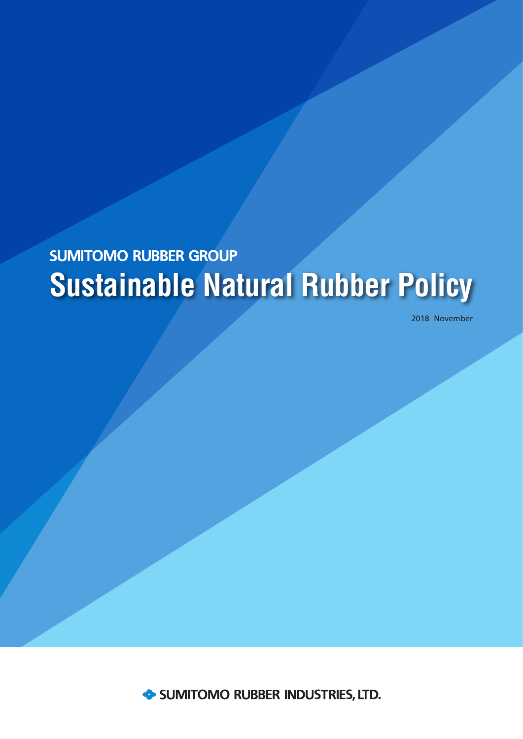SUMITOMO RUBBER GROUP

# Sustainable Natural Rubber Policy

2018 November

SUMITOMO RUBBER INDUSTRIES, LTD.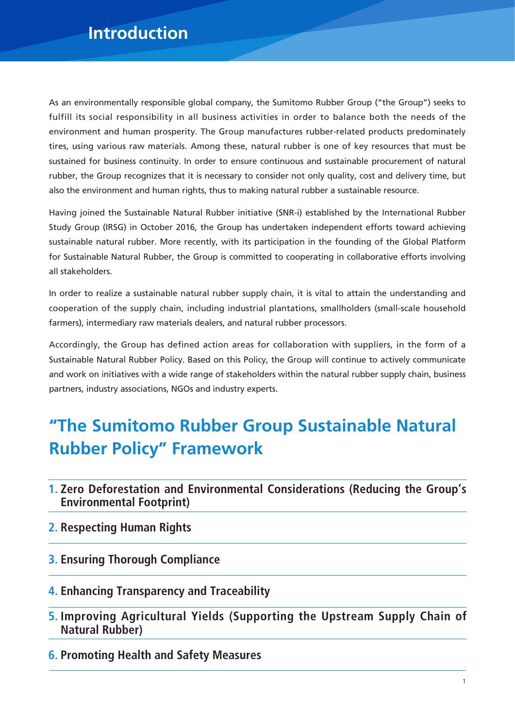# Introduction

As an environmentally responsible global company, the Sumitomo Rubber Group ("the Group") seeks to fulfill its social responsibility in all business activities in order to balance both the needs of the environment and human prosperity. The Group manufactures rubber-related products predominately tires, using various raw materials. Among these, natural rubber is one of key resources that must be sustained for business continuity. In order to ensure continuous and sustainable procurement of natural rubber, the Group recognizes that it is necessary to consider not only quality, cost and delivery time, but also the environment and human rights, thus to making natural rubber a sustainable resource.

Having joined the Sustainable Natural Rubber initiative (SNR-i) established by the International Rubber Study Group (IRSG) in October 2016, the Group has undertaken independent efforts toward achieving sustainable natural rubber. More recently, with its participation in the founding of the Global Platform for Sustainable Natural Rubber, the Group is committed to cooperating in collaborative efforts involving all stakeholders.

In order to realize a sustainable natural rubber supply chain, it is vital to attain the understanding and cooperation of the supply chain, including industrial plantations, smallholders (small-scale household farmers), intermediary raw materials dealers, and natural rubber processors.

Accordingly, the Group has defined action areas for collaboration with suppliers, in the form of a Sustainable Natural Rubber Policy. Based on this Policy, the Group will continue to actively communicate and work on initiatives with a wide range of stakeholders within the natural rubber supply chain, business partners, industry associations, NGOs and industry experts.

## "The Sumitomo Rubber Group Sustainable Natural Rubber Policy" Framework

1. **Zero Deforestation and Environmental Considerations (Reducing the Group's Environmental Footprint)**
2. **Respecting Human Rights**
3. **Ensuring Thorough Compliance**
4. **Enhancing Transparency and Traceability**
5. **Improving Agricultural Yields (Supporting the Upstream Supply Chain of Natural Rubber)**
6. **Promoting Health and Safety Measures**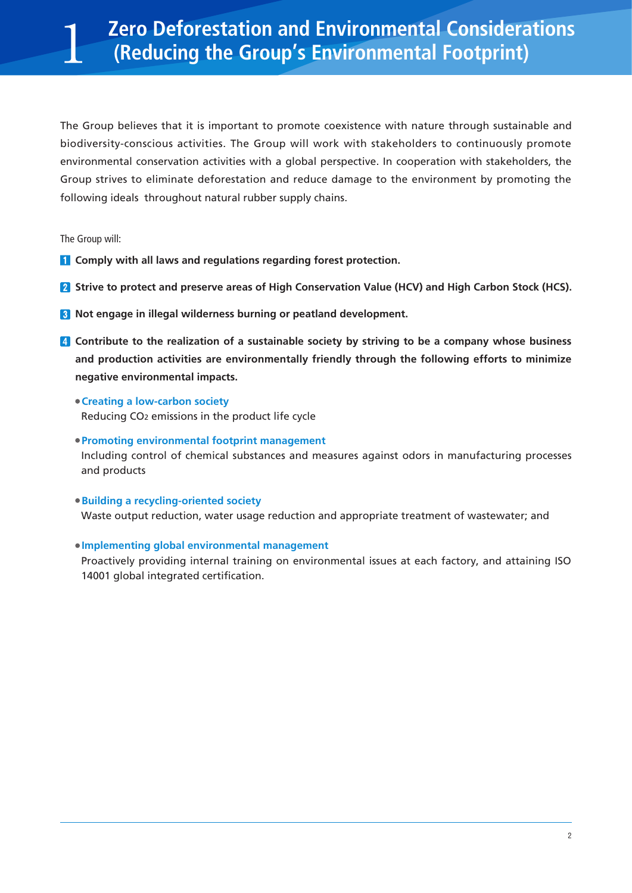# 1 Zero Deforestation and Environmental Considerations (Reducing the Group's Environmental Footprint)

The Group believes that it is important to promote coexistence with nature through sustainable and biodiversity-conscious activities. The Group will work with stakeholders to continuously promote environmental conservation activities with a global perspective. In cooperation with stakeholders, the Group strives to eliminate deforestation and reduce damage to the environment by promoting the following ideals throughout natural rubber supply chains.

The Group will:

1. **Comply with all laws and regulations regarding forest protection.**
2. **Strive to protect and preserve areas of High Conservation Value (HCV) and High Carbon Stock (HCS).**
3. **Not engage in illegal wilderness burning or peatland development.**
4. **Contribute to the realization of a sustainable society by striving to be a company whose business and production activities are environmentally friendly through the following efforts to minimize negative environmental impacts.**

   - **Creating a low-carbon society**
     Reducing $CO_2$ emissions in the product life cycle
   - **Promoting environmental footprint management**
     Including control of chemical substances and measures against odors in manufacturing processes and products
   - **Building a recycling-oriented society**
     Waste output reduction, water usage reduction and appropriate treatment of wastewater; and
   - **Implementing global environmental management**
     Proactively providing internal training on environmental issues at each factory, and attaining ISO 14001 global integrated certification.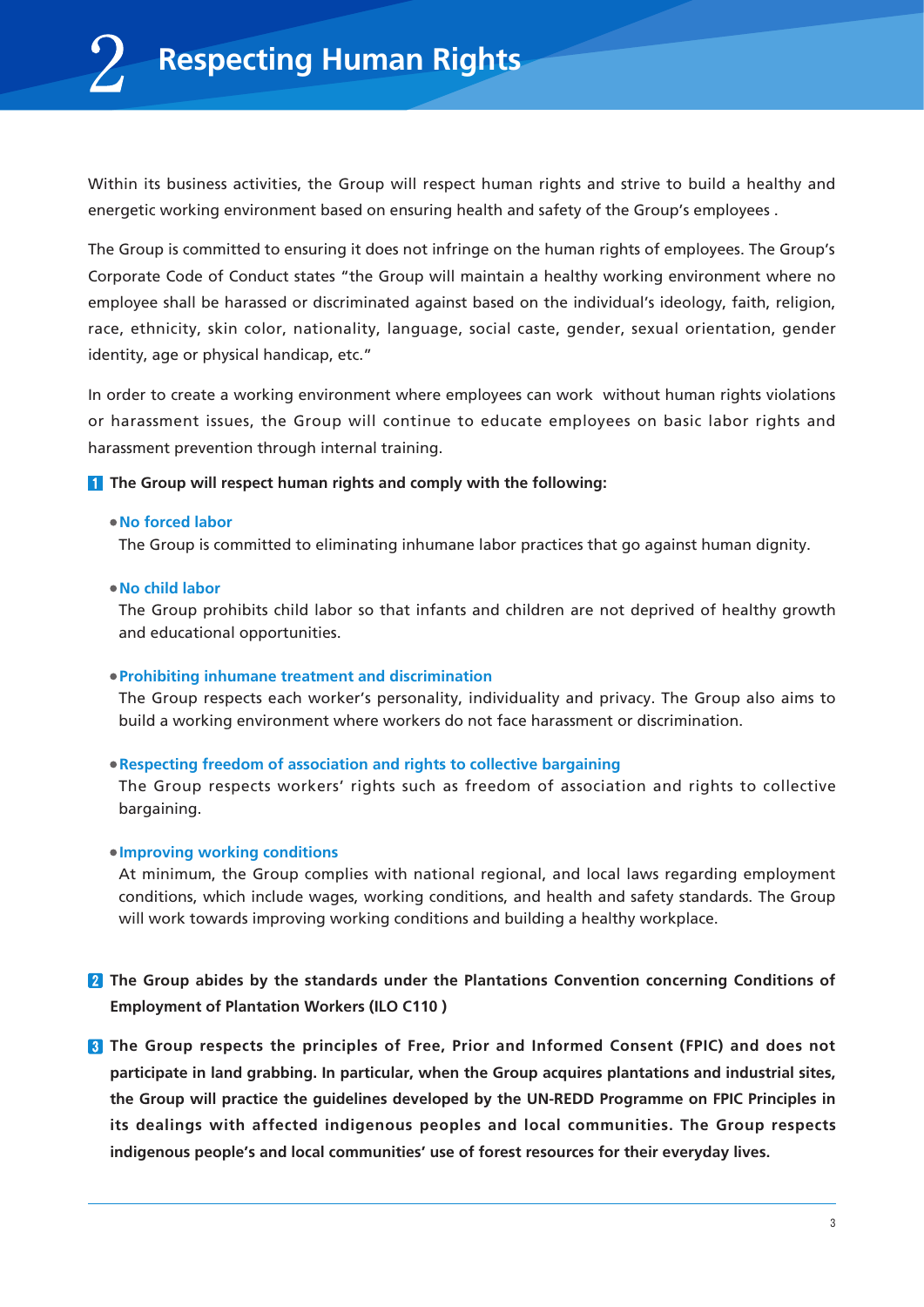# 2 Respecting Human Rights

Within its business activities, the Group will respect human rights and strive to build a healthy and energetic working environment based on ensuring health and safety of the Group's employees .

The Group is committed to ensuring it does not infringe on the human rights of employees. The Group's Corporate Code of Conduct states "the Group will maintain a healthy working environment where no employee shall be harassed or discriminated against based on the individual's ideology, faith, religion, race, ethnicity, skin color, nationality, language, social caste, gender, sexual orientation, gender identity, age or physical handicap, etc."

In order to create a working environment where employees can work without human rights violations or harassment issues, the Group will continue to educate employees on basic labor rights and harassment prevention through internal training.

**1 The Group will respect human rights and comply with the following:**

- **No forced labor**
  The Group is committed to eliminating inhumane labor practices that go against human dignity.

- **No child labor**
  The Group prohibits child labor so that infants and children are not deprived of healthy growth and educational opportunities.

- **Prohibiting inhumane treatment and discrimination**
  The Group respects each worker's personality, individuality and privacy. The Group also aims to build a working environment where workers do not face harassment or discrimination.

- **Respecting freedom of association and rights to collective bargaining**
  The Group respects workers' rights such as freedom of association and rights to collective bargaining.

- **Improving working conditions**
  At minimum, the Group complies with national regional, and local laws regarding employment conditions, which include wages, working conditions, and health and safety standards. The Group will work towards improving working conditions and building a healthy workplace.

**2 The Group abides by the standards under the Plantations Convention concerning Conditions of Employment of Plantation Workers (ILO C110 )**

**3 The Group respects the principles of Free, Prior and Informed Consent (FPIC) and does not participate in land grabbing. In particular, when the Group acquires plantations and industrial sites, the Group will practice the guidelines developed by the UN-REDD Programme on FPIC Principles in its dealings with affected indigenous peoples and local communities. The Group respects indigenous people's and local communities' use of forest resources for their everyday lives.**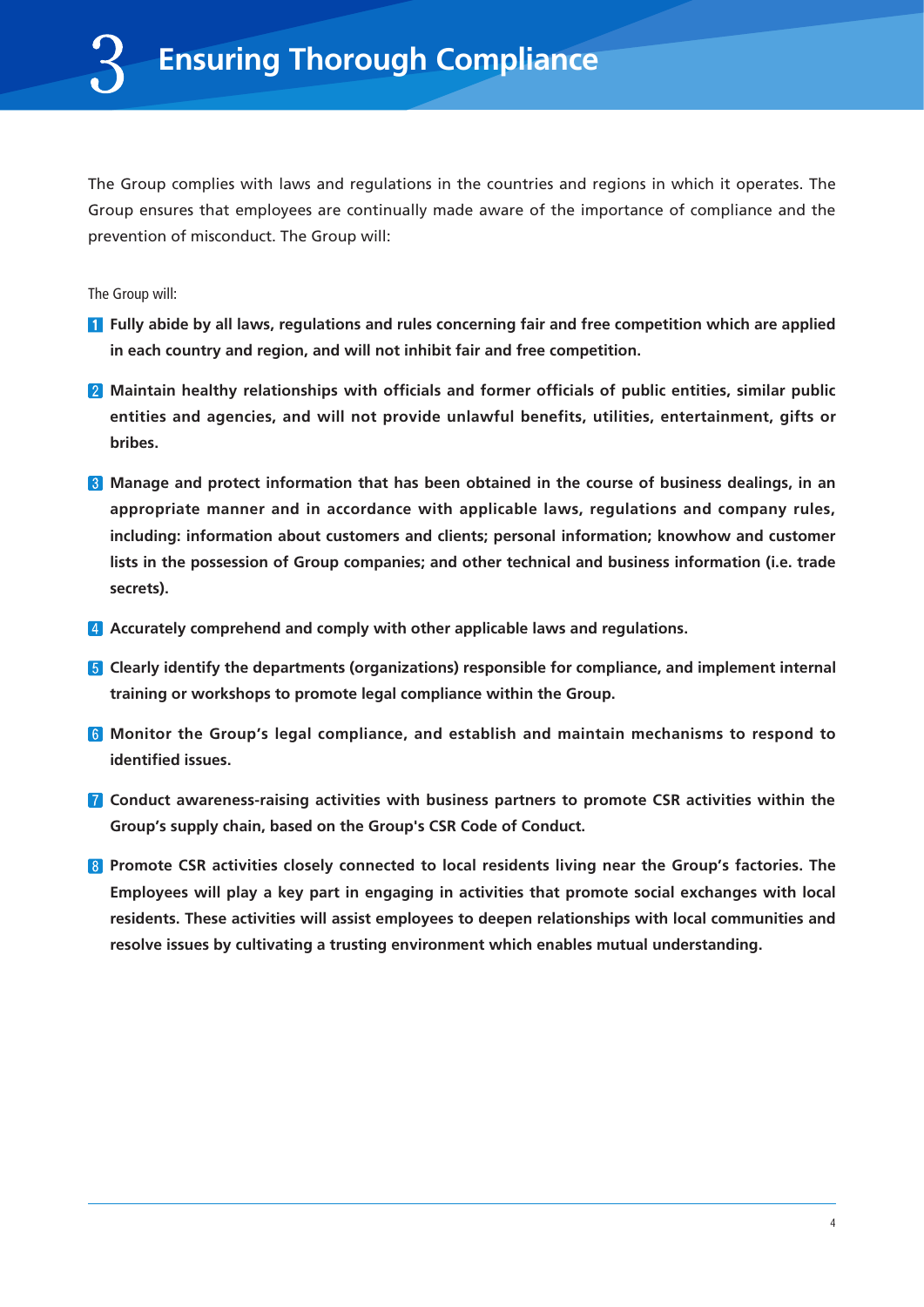# 3 Ensuring Thorough Compliance

The Group complies with laws and regulations in the countries and regions in which it operates. The Group ensures that employees are continually made aware of the importance of compliance and the prevention of misconduct. The Group will:

The Group will:

1. **Fully abide by all laws, regulations and rules concerning fair and free competition which are applied in each country and region, and will not inhibit fair and free competition.**
2. **Maintain healthy relationships with officials and former officials of public entities, similar public entities and agencies, and will not provide unlawful benefits, utilities, entertainment, gifts or bribes.**
3. **Manage and protect information that has been obtained in the course of business dealings, in an appropriate manner and in accordance with applicable laws, regulations and company rules, including: information about customers and clients; personal information; knowhow and customer lists in the possession of Group companies; and other technical and business information (i.e. trade secrets).**
4. **Accurately comprehend and comply with other applicable laws and regulations.**
5. **Clearly identify the departments (organizations) responsible for compliance, and implement internal training or workshops to promote legal compliance within the Group.**
6. **Monitor the Group's legal compliance, and establish and maintain mechanisms to respond to identified issues.**
7. **Conduct awareness-raising activities with business partners to promote CSR activities within the Group's supply chain, based on the Group's CSR Code of Conduct.**
8. **Promote CSR activities closely connected to local residents living near the Group's factories. The Employees will play a key part in engaging in activities that promote social exchanges with local residents. These activities will assist employees to deepen relationships with local communities and resolve issues by cultivating a trusting environment which enables mutual understanding.**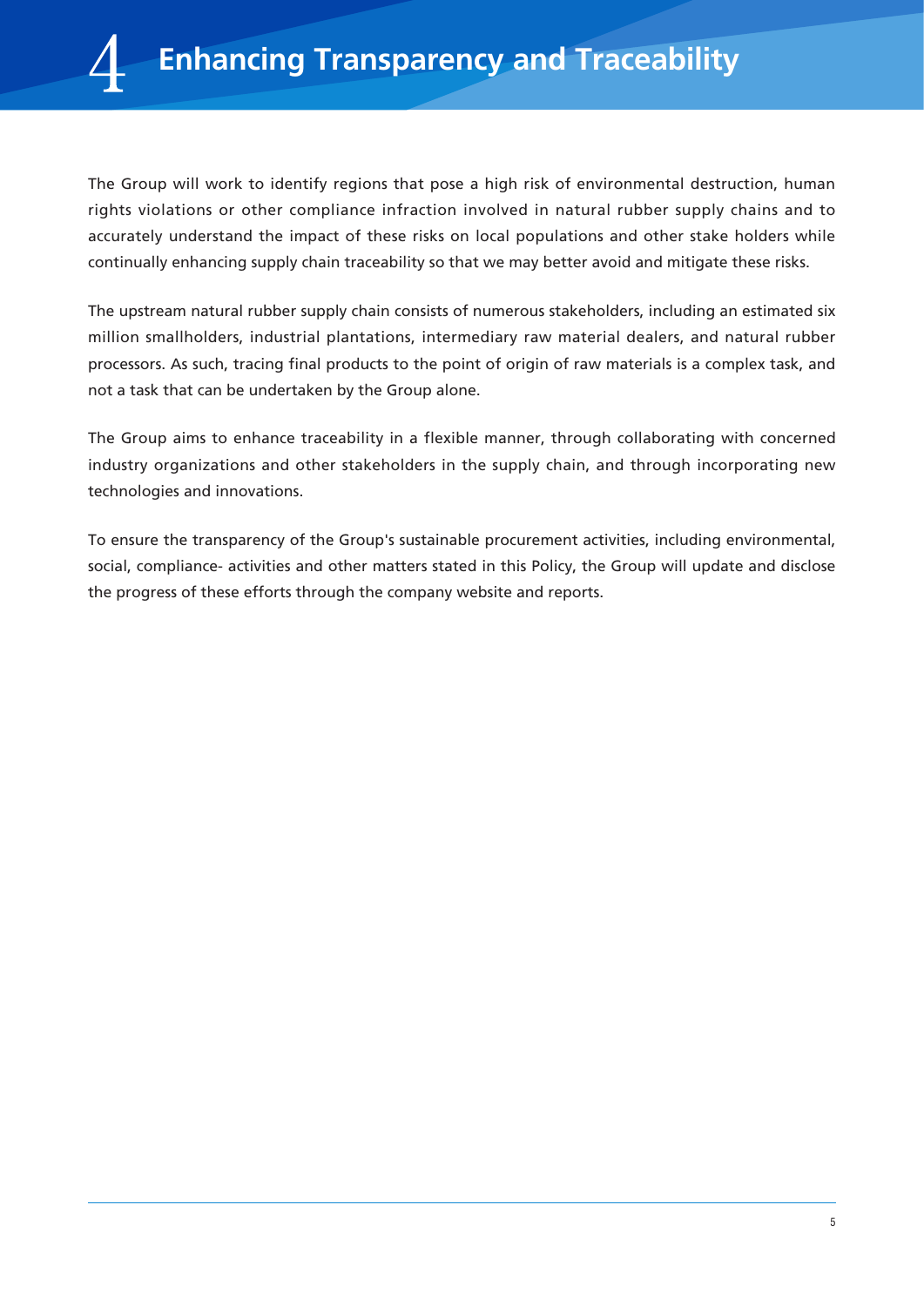# 4 Enhancing Transparency and Traceability

The Group will work to identify regions that pose a high risk of environmental destruction, human rights violations or other compliance infraction involved in natural rubber supply chains and to accurately understand the impact of these risks on local populations and other stake holders while continually enhancing supply chain traceability so that we may better avoid and mitigate these risks.

The upstream natural rubber supply chain consists of numerous stakeholders, including an estimated six million smallholders, industrial plantations, intermediary raw material dealers, and natural rubber processors. As such, tracing final products to the point of origin of raw materials is a complex task, and not a task that can be undertaken by the Group alone.

The Group aims to enhance traceability in a flexible manner, through collaborating with concerned industry organizations and other stakeholders in the supply chain, and through incorporating new technologies and innovations.

To ensure the transparency of the Group's sustainable procurement activities, including environmental, social, compliance- activities and other matters stated in this Policy, the Group will update and disclose the progress of these efforts through the company website and reports.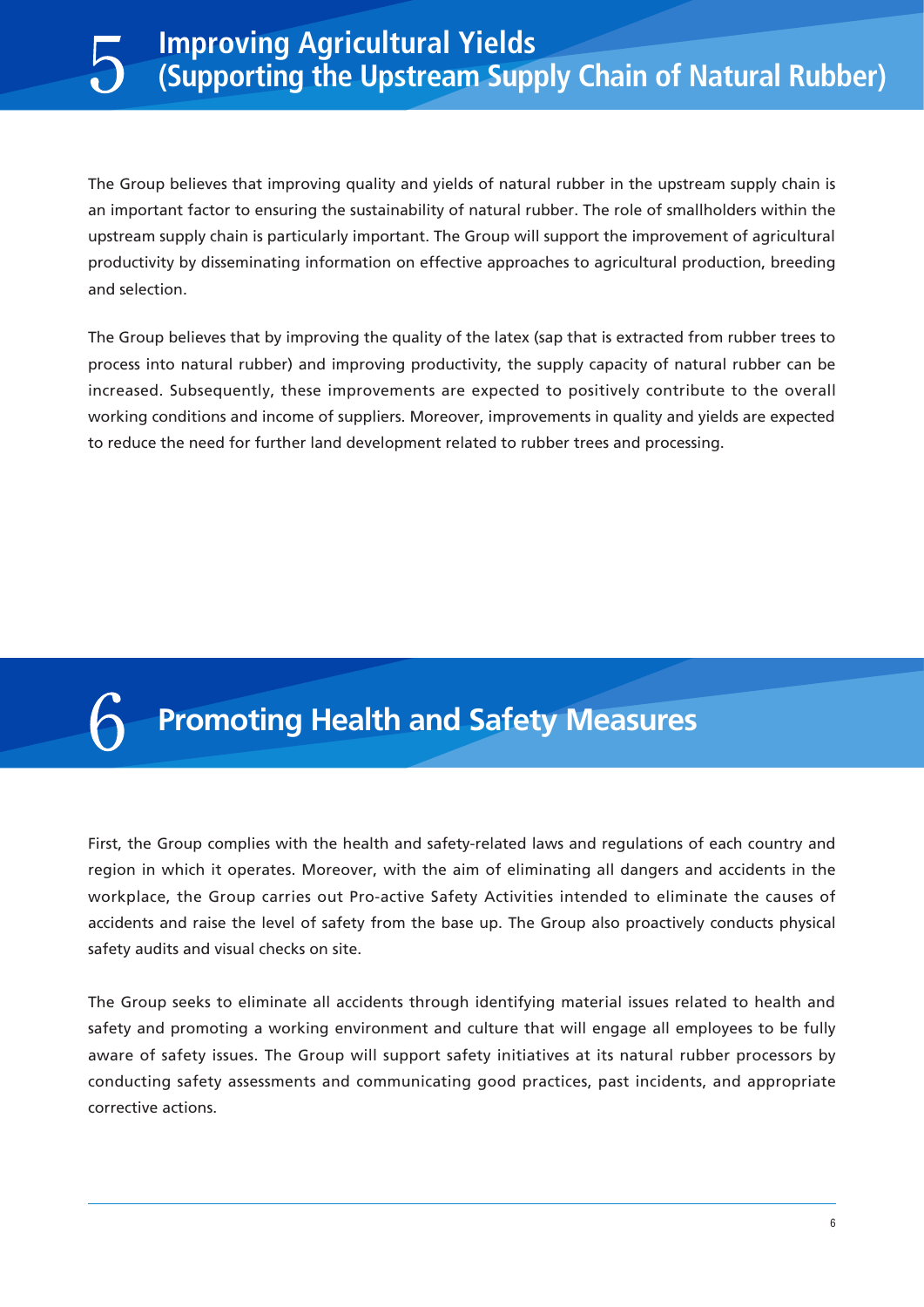## 5 Improving Agricultural Yields (Supporting the Upstream Supply Chain of Natural Rubber)

The Group believes that improving quality and yields of natural rubber in the upstream supply chain is an important factor to ensuring the sustainability of natural rubber. The role of smallholders within the upstream supply chain is particularly important. The Group will support the improvement of agricultural productivity by disseminating information on effective approaches to agricultural production, breeding and selection.

The Group believes that by improving the quality of the latex (sap that is extracted from rubber trees to process into natural rubber) and improving productivity, the supply capacity of natural rubber can be increased. Subsequently, these improvements are expected to positively contribute to the overall working conditions and income of suppliers. Moreover, improvements in quality and yields are expected to reduce the need for further land development related to rubber trees and processing.

## 6 Promoting Health and Safety Measures

First, the Group complies with the health and safety-related laws and regulations of each country and region in which it operates. Moreover, with the aim of eliminating all dangers and accidents in the workplace, the Group carries out Pro-active Safety Activities intended to eliminate the causes of accidents and raise the level of safety from the base up. The Group also proactively conducts physical safety audits and visual checks on site.

The Group seeks to eliminate all accidents through identifying material issues related to health and safety and promoting a working environment and culture that will engage all employees to be fully aware of safety issues. The Group will support safety initiatives at its natural rubber processors by conducting safety assessments and communicating good practices, past incidents, and appropriate corrective actions.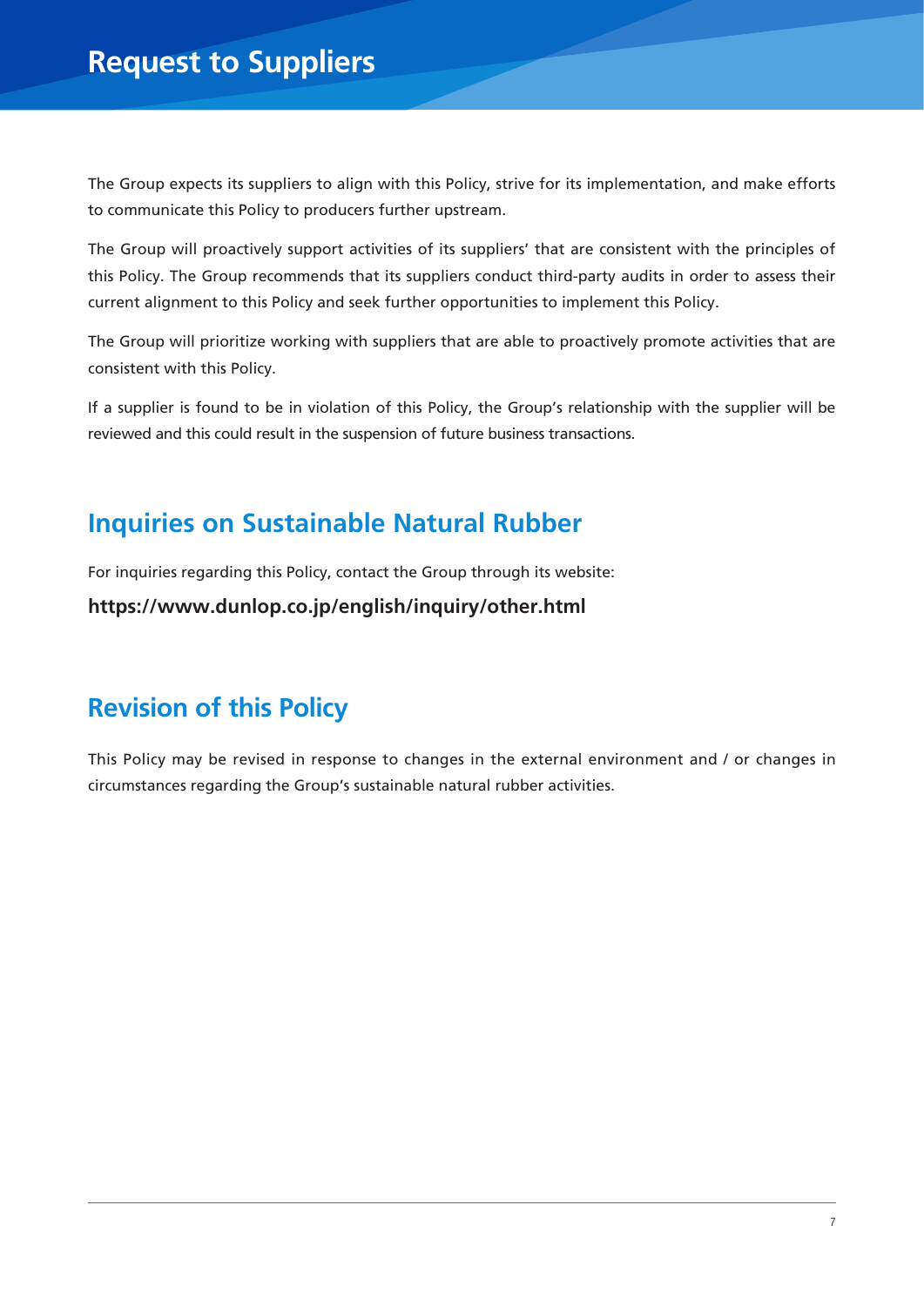# Request to Suppliers

The Group expects its suppliers to align with this Policy, strive for its implementation, and make efforts to communicate this Policy to producers further upstream.

The Group will proactively support activities of its suppliers' that are consistent with the principles of this Policy. The Group recommends that its suppliers conduct third-party audits in order to assess their current alignment to this Policy and seek further opportunities to implement this Policy.

The Group will prioritize working with suppliers that are able to proactively promote activities that are consistent with this Policy.

If a supplier is found to be in violation of this Policy, the Group's relationship with the supplier will be reviewed and this could result in the suspension of future business transactions.

## Inquiries on Sustainable Natural Rubber

For inquiries regarding this Policy, contact the Group through its website:

**https://www.dunlop.co.jp/english/inquiry/other.html**

## Revision of this Policy

This Policy may be revised in response to changes in the external environment and / or changes in circumstances regarding the Group's sustainable natural rubber activities.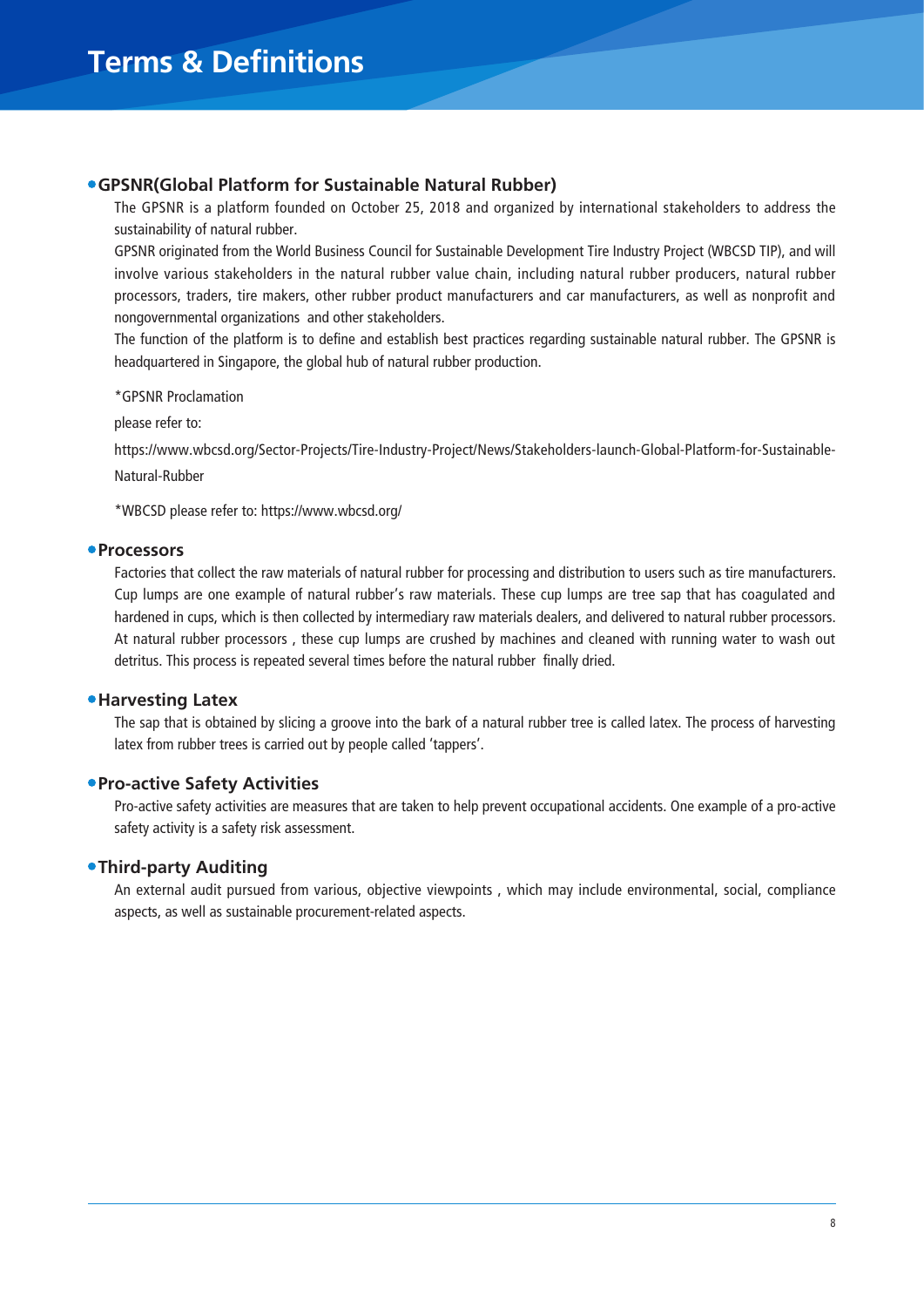# Terms & Definitions

## GPSNR(Global Platform for Sustainable Natural Rubber)

The GPSNR is a platform founded on October 25, 2018 and organized by international stakeholders to address the sustainability of natural rubber.

GPSNR originated from the World Business Council for Sustainable Development Tire Industry Project (WBCSD TIP), and will involve various stakeholders in the natural rubber value chain, including natural rubber producers, natural rubber processors, traders, tire makers, other rubber product manufacturers and car manufacturers, as well as nonprofit and nongovernmental organizations and other stakeholders.

The function of the platform is to define and establish best practices regarding sustainable natural rubber. The GPSNR is headquartered in Singapore, the global hub of natural rubber production.

*GPSNR Proclamation

please refer to:

https://www.wbcsd.org/Sector-Projects/Tire-Industry-Project/News/Stakeholders-launch-Global-Platform-for-Sustainable-Natural-Rubber

*WBCSD please refer to: https://www.wbcsd.org/

## Processors

Factories that collect the raw materials of natural rubber for processing and distribution to users such as tire manufacturers. Cup lumps are one example of natural rubber's raw materials. These cup lumps are tree sap that has coagulated and hardened in cups, which is then collected by intermediary raw materials dealers, and delivered to natural rubber processors. At natural rubber processors , these cup lumps are crushed by machines and cleaned with running water to wash out detritus. This process is repeated several times before the natural rubber finally dried.

## Harvesting Latex

The sap that is obtained by slicing a groove into the bark of a natural rubber tree is called latex. The process of harvesting latex from rubber trees is carried out by people called 'tappers'.

## Pro-active Safety Activities

Pro-active safety activities are measures that are taken to help prevent occupational accidents. One example of a pro-active safety activity is a safety risk assessment.

## Third-party Auditing

An external audit pursued from various, objective viewpoints , which may include environmental, social, compliance aspects, as well as sustainable procurement-related aspects.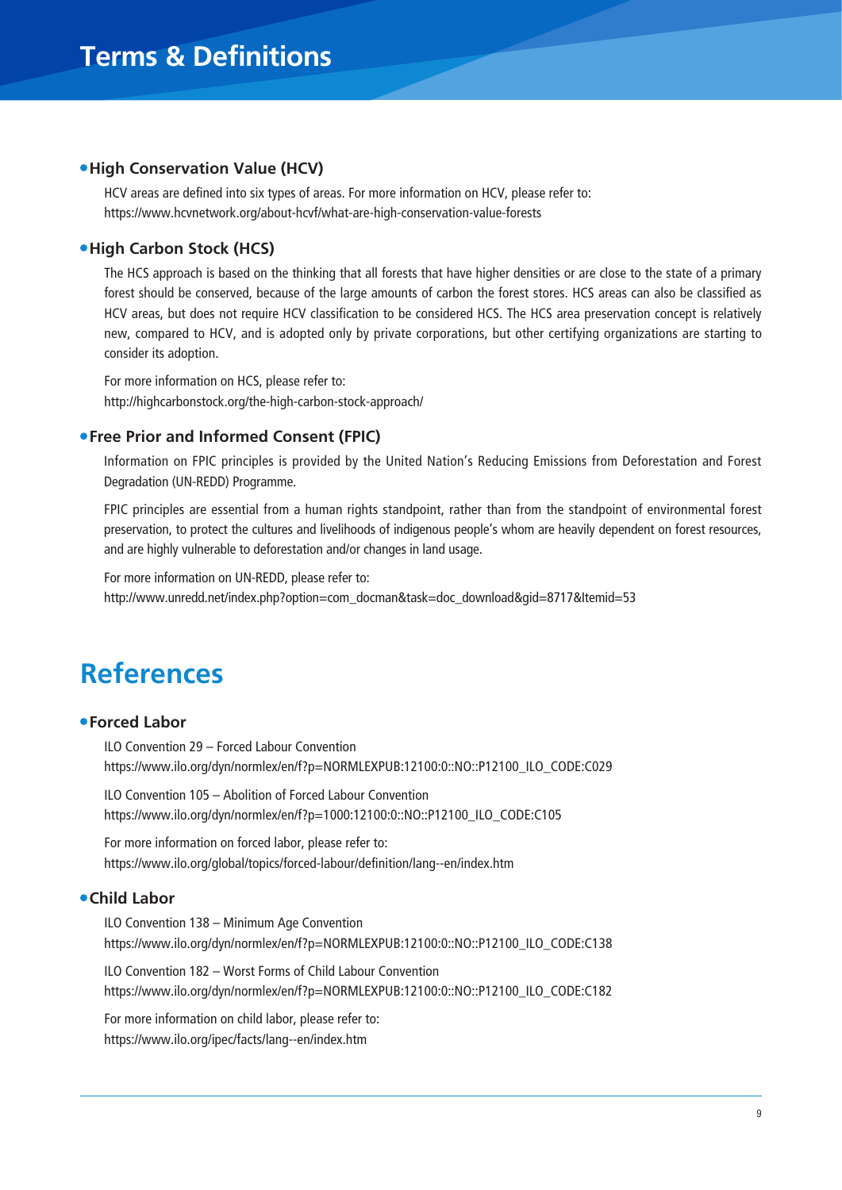# Terms & Definitions

## High Conservation Value (HCV)

HCV areas are defined into six types of areas. For more information on HCV, please refer to:
https://www.hcvnetwork.org/about-hcvf/what-are-high-conservation-value-forests

## High Carbon Stock (HCS)

The HCS approach is based on the thinking that all forests that have higher densities or are close to the state of a primary forest should be conserved, because of the large amounts of carbon the forest stores. HCS areas can also be classified as HCV areas, but does not require HCV classification to be considered HCS. The HCS area preservation concept is relatively new, compared to HCV, and is adopted only by private corporations, but other certifying organizations are starting to consider its adoption.

For more information on HCS, please refer to:
http://highcarbonstock.org/the-high-carbon-stock-approach/

## Free Prior and Informed Consent (FPIC)

Information on FPIC principles is provided by the United Nation's Reducing Emissions from Deforestation and Forest Degradation (UN-REDD) Programme.

FPIC principles are essential from a human rights standpoint, rather than from the standpoint of environmental forest preservation, to protect the cultures and livelihoods of indigenous people's whom are heavily dependent on forest resources, and are highly vulnerable to deforestation and/or changes in land usage.

For more information on UN-REDD, please refer to:
http://www.unredd.net/index.php?option=com_docman&task=doc_download&gid=8717&Itemid=53

# References

## Forced Labor

ILO Convention 29 – Forced Labour Convention
https://www.ilo.org/dyn/normlex/en/f?p=NORMLEXPUB:12100:0::NO::P12100_ILO_CODE:C029

ILO Convention 105 – Abolition of Forced Labour Convention
https://www.ilo.org/dyn/normlex/en/f?p=1000:12100:0::NO::P12100_ILO_CODE:C105

For more information on forced labor, please refer to:
https://www.ilo.org/global/topics/forced-labour/definition/lang--en/index.htm

## Child Labor

ILO Convention 138 – Minimum Age Convention
https://www.ilo.org/dyn/normlex/en/f?p=NORMLEXPUB:12100:0::NO::P12100_ILO_CODE:C138

ILO Convention 182 – Worst Forms of Child Labour Convention
https://www.ilo.org/dyn/normlex/en/f?p=NORMLEXPUB:12100:0::NO::P12100_ILO_CODE:C182

For more information on child labor, please refer to:
https://www.ilo.org/ipec/facts/lang--en/index.htm